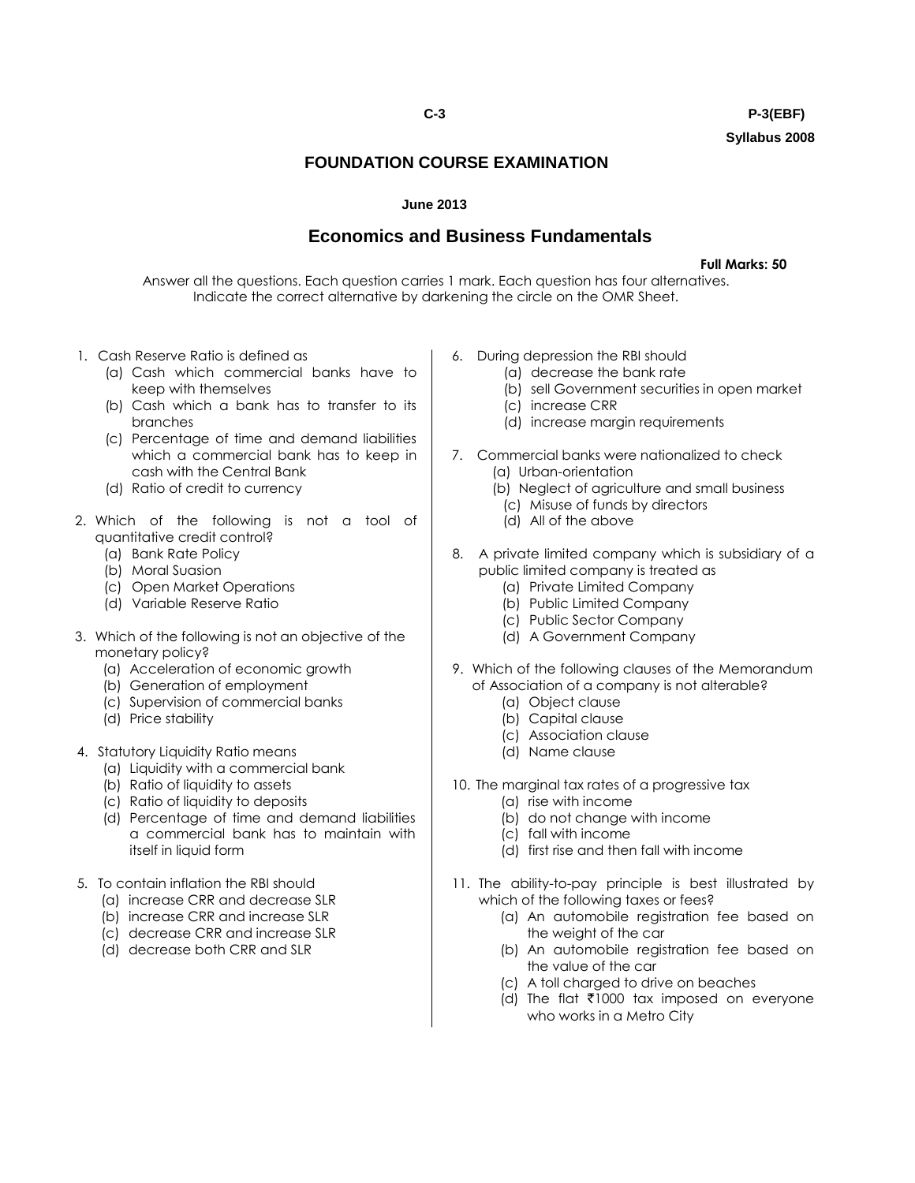C-3 P-3(EBF)

Syllabus 2008

# FOUNDATION COURSE EXAMINATION

**June 2013**

## Economics and Business Fundamentals

**Full Marks: 50**

Answer all the questions. Each question carries 1 mark. Each question has four alternatives. Indicate the correct alternative by darkening the circle on the OMR Sheet.

1. Cash Reserve Ratio is defined as
   - (a) Cash which commercial banks have to keep with themselves
   - (b) Cash which a bank has to transfer to its branches
   - (c) Percentage of time and demand liabilities which a commercial bank has to keep in cash with the Central Bank
   - (d) Ratio of credit to currency

2. Which of the following is not a tool of quantitative credit control?
   - (a) Bank Rate Policy
   - (b) Moral Suasion
   - (c) Open Market Operations
   - (d) Variable Reserve Ratio

3. Which of the following is not an objective of the monetary policy?
   - (a) Acceleration of economic growth
   - (b) Generation of employment
   - (c) Supervision of commercial banks
   - (d) Price stability

4. Statutory Liquidity Ratio means
   - (a) Liquidity with a commercial bank
   - (b) Ratio of liquidity to assets
   - (c) Ratio of liquidity to deposits
   - (d) Percentage of time and demand liabilities a commercial bank has to maintain with itself in liquid form

5. To contain inflation the RBI should
   - (a) increase CRR and decrease SLR
   - (b) increase CRR and increase SLR
   - (c) decrease CRR and increase SLR
   - (d) decrease both CRR and SLR

6. During depression the RBI should
   - (a) decrease the bank rate
   - (b) sell Government securities in open market
   - (c) increase CRR
   - (d) increase margin requirements

7. Commercial banks were nationalized to check
   - (a) Urban-orientation
   - (b) Neglect of agriculture and small business
   - (c) Misuse of funds by directors
   - (d) All of the above

8. A private limited company which is subsidiary of a public limited company is treated as
   - (a) Private Limited Company
   - (b) Public Limited Company
   - (c) Public Sector Company
   - (d) A Government Company

9. Which of the following clauses of the Memorandum of Association of a company is not alterable?
   - (a) Object clause
   - (b) Capital clause
   - (c) Association clause
   - (d) Name clause

10. The marginal tax rates of a progressive tax
    - (a) rise with income
    - (b) do not change with income
    - (c) fall with income
    - (d) first rise and then fall with income

11. The ability-to-pay principle is best illustrated by which of the following taxes or fees?
    - (a) An automobile registration fee based on the weight of the car
    - (b) An automobile registration fee based on the value of the car
    - (c) A toll charged to drive on beaches
    - (d) The flat ₹1000 tax imposed on everyone who works in a Metro City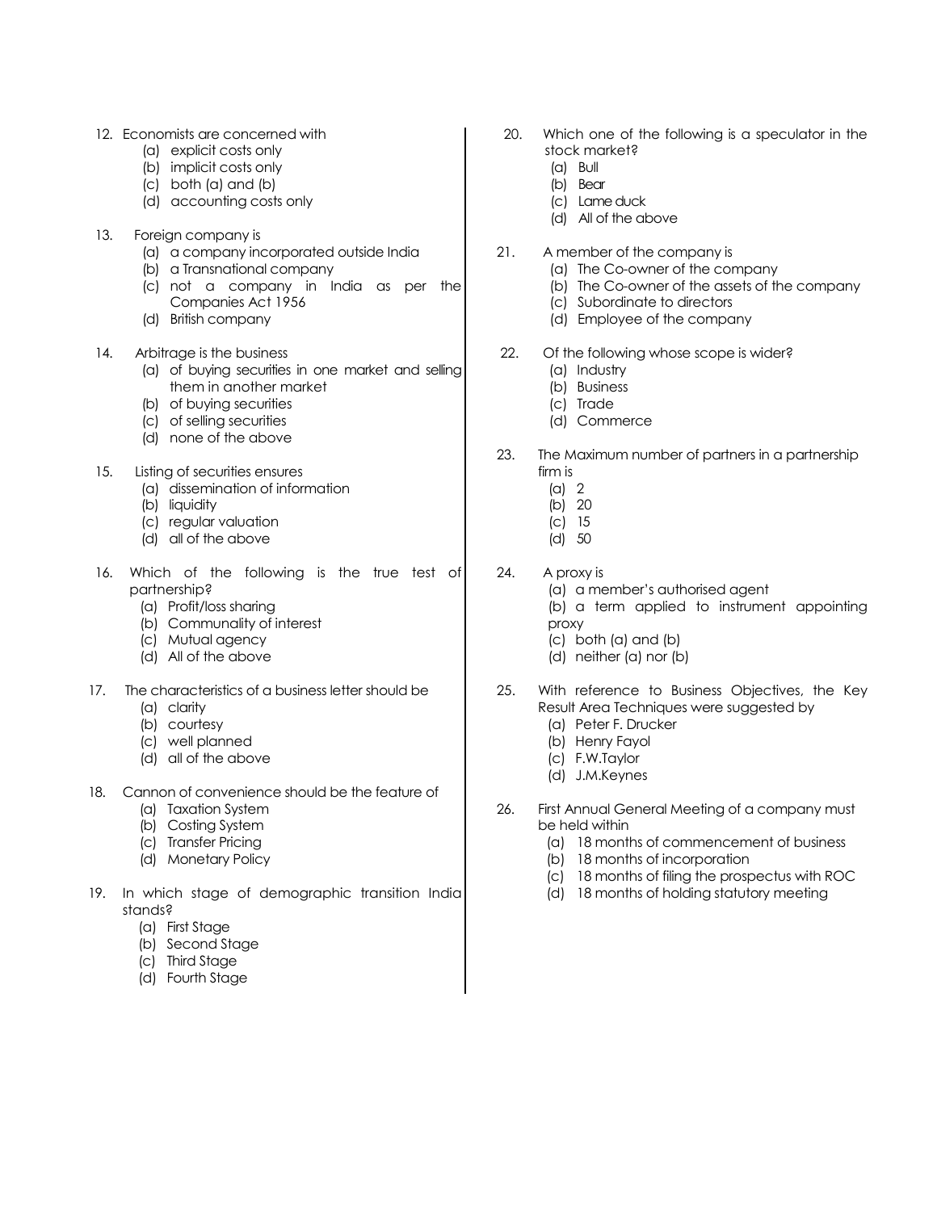12. Economists are concerned with
    (a) explicit costs only
    (b) implicit costs only
    (c) both (a) and (b)
    (d) accounting costs only

13. Foreign company is
    (a) a company incorporated outside India
    (b) a Transnational company
    (c) not a company in India as per the Companies Act 1956
    (d) British company

14. Arbitrage is the business
    (a) of buying securities in one market and selling them in another market
    (b) of buying securities
    (c) of selling securities
    (d) none of the above

15. Listing of securities ensures
    (a) dissemination of information
    (b) liquidity
    (c) regular valuation
    (d) all of the above

16. Which of the following is the true test of partnership?
    (a) Profit/loss sharing
    (b) Communality of interest
    (c) Mutual agency
    (d) All of the above

17. The characteristics of a business letter should be
    (a) clarity
    (b) courtesy
    (c) well planned
    (d) all of the above

18. Cannon of convenience should be the feature of
    (a) Taxation System
    (b) Costing System
    (c) Transfer Pricing
    (d) Monetary Policy

19. In which stage of demographic transition India stands?
    (a) First Stage
    (b) Second Stage
    (c) Third Stage
    (d) Fourth Stage

20. Which one of the following is a speculator in the stock market?
    (a) Bull
    (b) Bear
    (c) Lame duck
    (d) All of the above

21. A member of the company is
    (a) The Co-owner of the company
    (b) The Co-owner of the assets of the company
    (c) Subordinate to directors
    (d) Employee of the company

22. Of the following whose scope is wider?
    (a) Industry
    (b) Business
    (c) Trade
    (d) Commerce

23. The Maximum number of partners in a partnership firm is
    (a) 2
    (b) 20
    (c) 15
    (d) 50

24. A proxy is
    (a) a member's authorised agent
    (b) a term applied to instrument appointing proxy
    (c) both (a) and (b)
    (d) neither (a) nor (b)

25. With reference to Business Objectives, the Key Result Area Techniques were suggested by
    (a) Peter F. Drucker
    (b) Henry Fayol
    (c) F.W.Taylor
    (d) J.M.Keynes

26. First Annual General Meeting of a company must be held within
    (a) 18 months of commencement of business
    (b) 18 months of incorporation
    (c) 18 months of filing the prospectus with ROC
    (d) 18 months of holding statutory meeting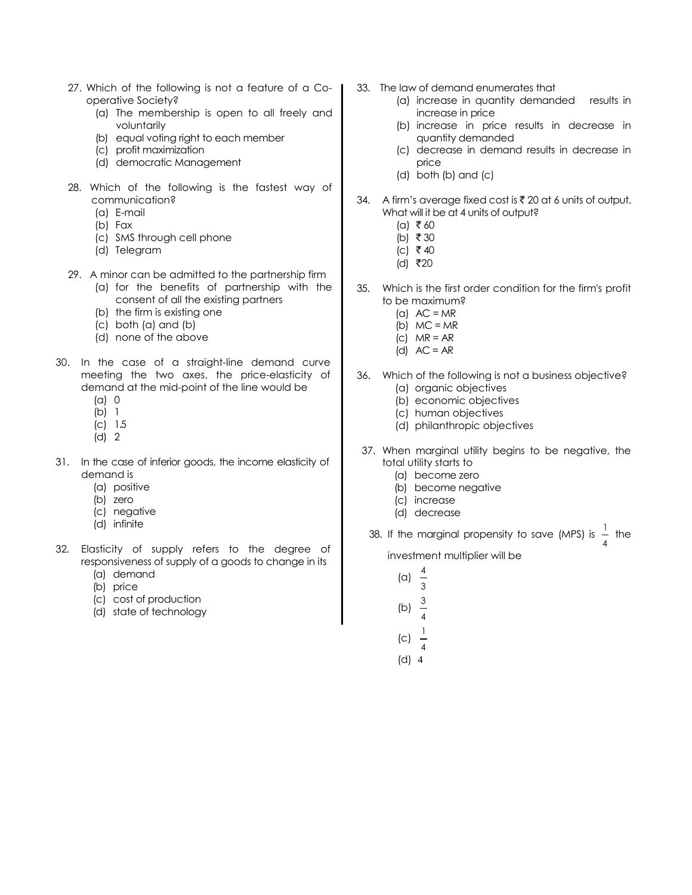27. Which of the following is not a feature of a Co-operative Society?
    (a) The membership is open to all freely and voluntarily
    (b) equal voting right to each member
    (c) profit maximization
    (d) democratic Management

28. Which of the following is the fastest way of communication?
    (a) E-mail
    (b) Fax
    (c) SMS through cell phone
    (d) Telegram

29. A minor can be admitted to the partnership firm
    (a) for the benefits of partnership with the consent of all the existing partners
    (b) the firm is existing one
    (c) both (a) and (b)
    (d) none of the above

30. In the case of a straight-line demand curve meeting the two axes, the price-elasticity of demand at the mid-point of the line would be
    (a) 0
    (b) 1
    (c) 1.5
    (d) 2

31. In the case of inferior goods, the income elasticity of demand is
    (a) positive
    (b) zero
    (c) negative
    (d) infinite

32. Elasticity of supply refers to the degree of responsiveness of supply of a goods to change in its
    (a) demand
    (b) price
    (c) cost of production
    (d) state of technology

33. The law of demand enumerates that
    (a) increase in quantity demanded results in increase in price
    (b) increase in price results in decrease in quantity demanded
    (c) decrease in demand results in decrease in price
    (d) both (b) and (c)

34. A firm's average fixed cost is ₹ 20 at 6 units of output. What will it be at 4 units of output?
    (a) ₹ 60
    (b) ₹ 30
    (c) ₹ 40
    (d) ₹20

35. Which is the first order condition for the firm's profit to be maximum?
    (a) AC = MR
    (b) MC = MR
    (c) MR = AR
    (d) AC = AR

36. Which of the following is not a business objective?
    (a) organic objectives
    (b) economic objectives
    (c) human objectives
    (d) philanthropic objectives

37. When marginal utility begins to be negative, the total utility starts to
    (a) become zero
    (b) become negative
    (c) increase
    (d) decrease

38. If the marginal propensity to save (MPS) is $\frac{1}{4}$ the investment multiplier will be
    (a) $\frac{4}{3}$
    (b) $\frac{3}{4}$
    (c) $\frac{1}{4}$
    (d) 4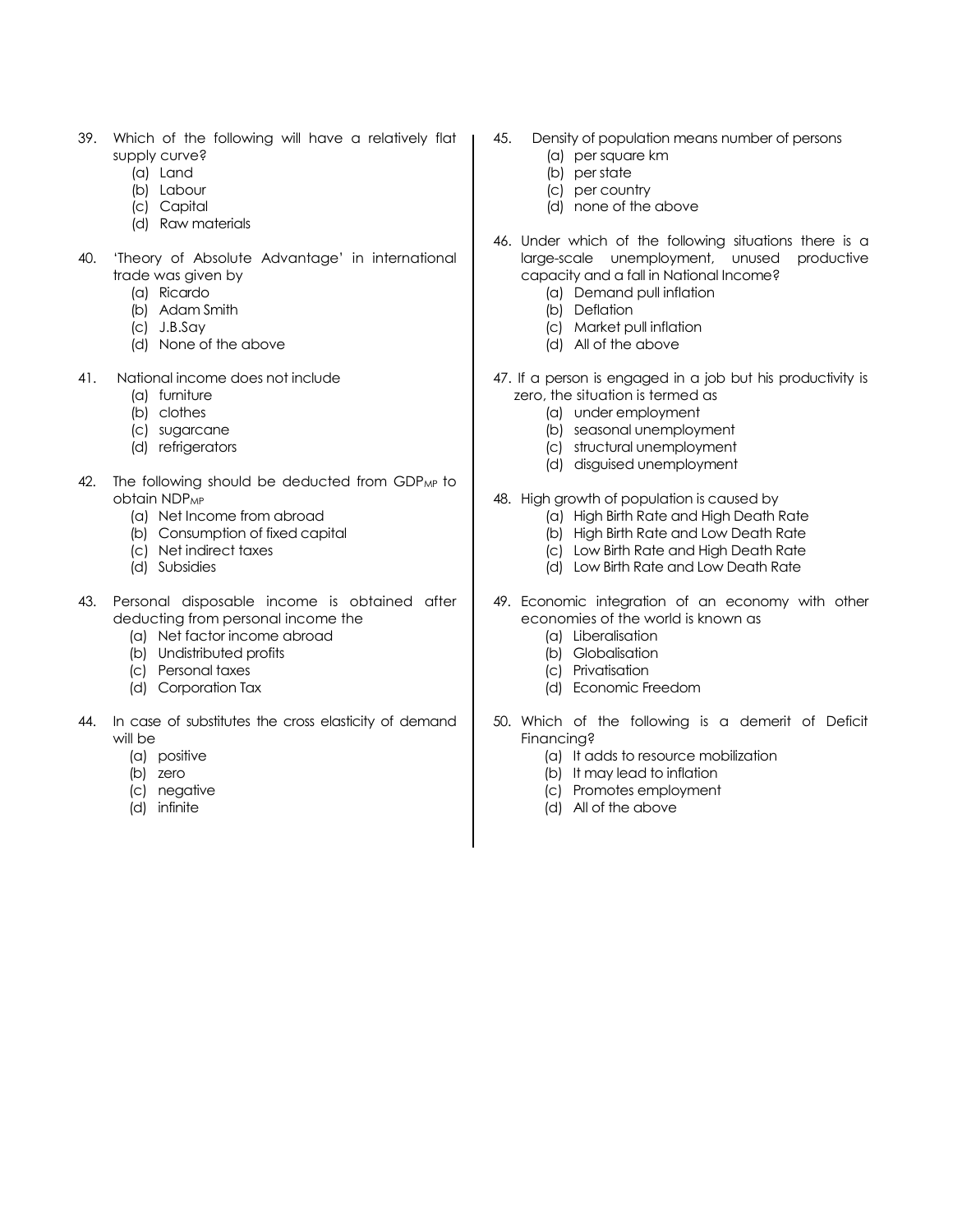39. Which of the following will have a relatively flat supply curve?
    - (a) Land
    - (b) Labour
    - (c) Capital
    - (d) Raw materials

40. 'Theory of Absolute Advantage' in international trade was given by
    - (a) Ricardo
    - (b) Adam Smith
    - (c) J.B.Say
    - (d) None of the above

41. National income does not include
    - (a) furniture
    - (b) clothes
    - (c) sugarcane
    - (d) refrigerators

42. The following should be deducted from $GDP_{MP}$ to obtain $NDP_{MP}$
    - (a) Net Income from abroad
    - (b) Consumption of fixed capital
    - (c) Net indirect taxes
    - (d) Subsidies

43. Personal disposable income is obtained after deducting from personal income the
    - (a) Net factor income abroad
    - (b) Undistributed profits
    - (c) Personal taxes
    - (d) Corporation Tax

44. In case of substitutes the cross elasticity of demand will be
    - (a) positive
    - (b) zero
    - (c) negative
    - (d) infinite

45. Density of population means number of persons
    - (a) per square km
    - (b) per state
    - (c) per country
    - (d) none of the above

46. Under which of the following situations there is a large-scale unemployment, unused productive capacity and a fall in National Income?
    - (a) Demand pull inflation
    - (b) Deflation
    - (c) Market pull inflation
    - (d) All of the above

47. If a person is engaged in a job but his productivity is zero, the situation is termed as
    - (a) under employment
    - (b) seasonal unemployment
    - (c) structural unemployment
    - (d) disguised unemployment

48. High growth of population is caused by
    - (a) High Birth Rate and High Death Rate
    - (b) High Birth Rate and Low Death Rate
    - (c) Low Birth Rate and High Death Rate
    - (d) Low Birth Rate and Low Death Rate

49. Economic integration of an economy with other economies of the world is known as
    - (a) Liberalisation
    - (b) Globalisation
    - (c) Privatisation
    - (d) Economic Freedom

50. Which of the following is a demerit of Deficit Financing?
    - (a) It adds to resource mobilization
    - (b) It may lead to inflation
    - (c) Promotes employment
    - (d) All of the above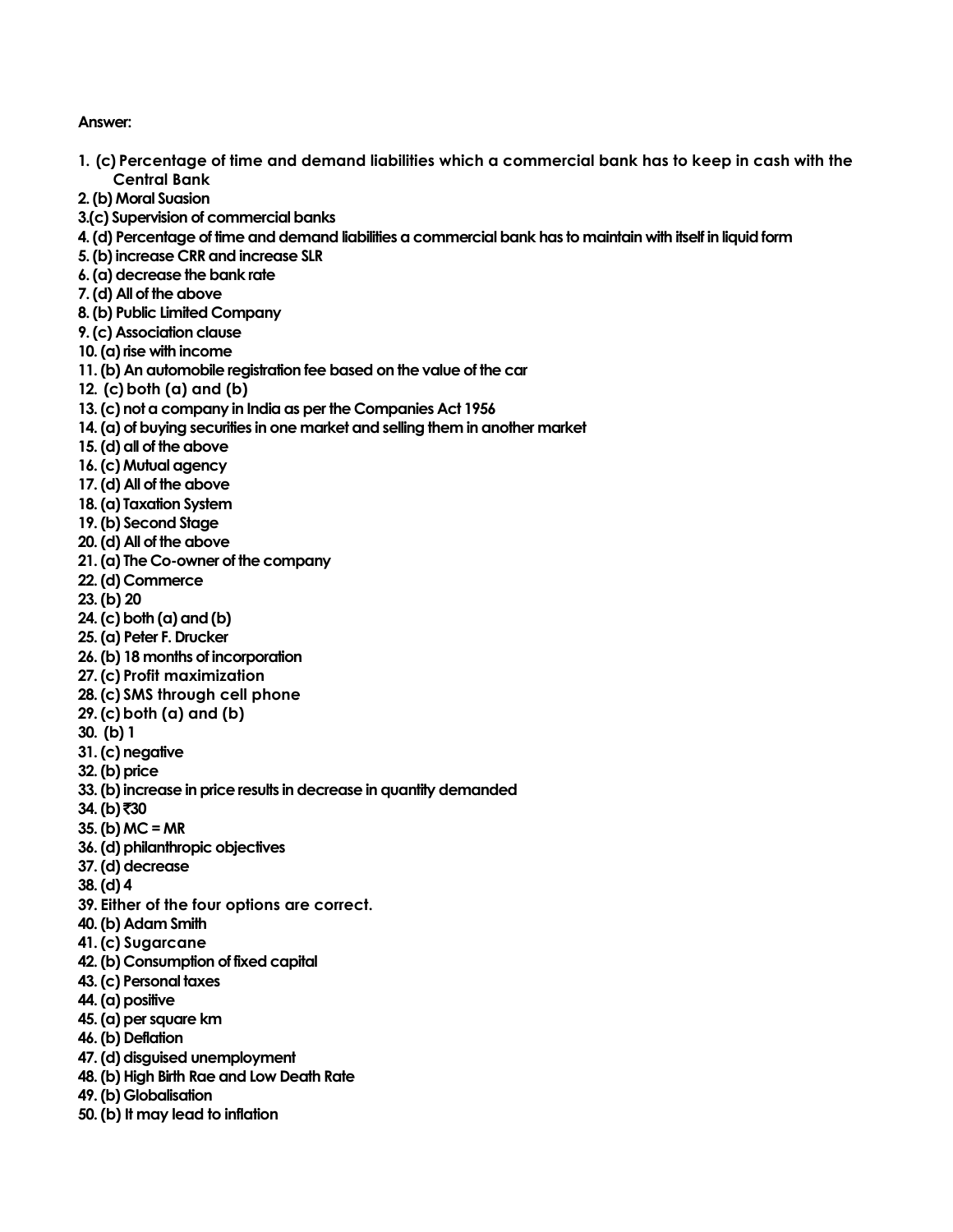**Answer:**

1. (c) Percentage of time and demand liabilities which a commercial bank has to keep in cash with the Central Bank
2. (b) Moral Suasion
3. (c) Supervision of commercial banks
4. (d) Percentage of time and demand liabilities a commercial bank has to maintain with itself in liquid form
5. (b) increase CRR and increase SLR
6. (a) decrease the bank rate
7. (d) All of the above
8. (b) Public Limited Company
9. (c) Association clause
10. (a) rise with income
11. (b) An automobile registration fee based on the value of the car
12. (c) both (a) and (b)
13. (c) not a company in India as per the Companies Act 1956
14. (a) of buying securities in one market and selling them in another market
15. (d) all of the above
16. (c) Mutual agency
17. (d) All of the above
18. (a) Taxation System
19. (b) Second Stage
20. (d) All of the above
21. (a) The Co-owner of the company
22. (d) Commerce
23. (b) 20
24. (c) both (a) and (b)
25. (a) Peter F. Drucker
26. (b) 18 months of incorporation
27. (c) Profit maximization
28. (c) SMS through cell phone
29. (c) both (a) and (b)
30. (b) 1
31. (c) negative
32. (b) price
33. (b) increase in price results in decrease in quantity demanded
34. (b) ₹30
35. (b) MC = MR
36. (d) philanthropic objectives
37. (d) decrease
38. (d) 4
39. Either of the four options are correct.
40. (b) Adam Smith
41. (c) Sugarcane
42. (b) Consumption of fixed capital
43. (c) Personal taxes
44. (a) positive
45. (a) per square km
46. (b) Deflation
47. (d) disguised unemployment
48. (b) High Birth Rae and Low Death Rate
49. (b) Globalisation
50. (b) It may lead to inflation